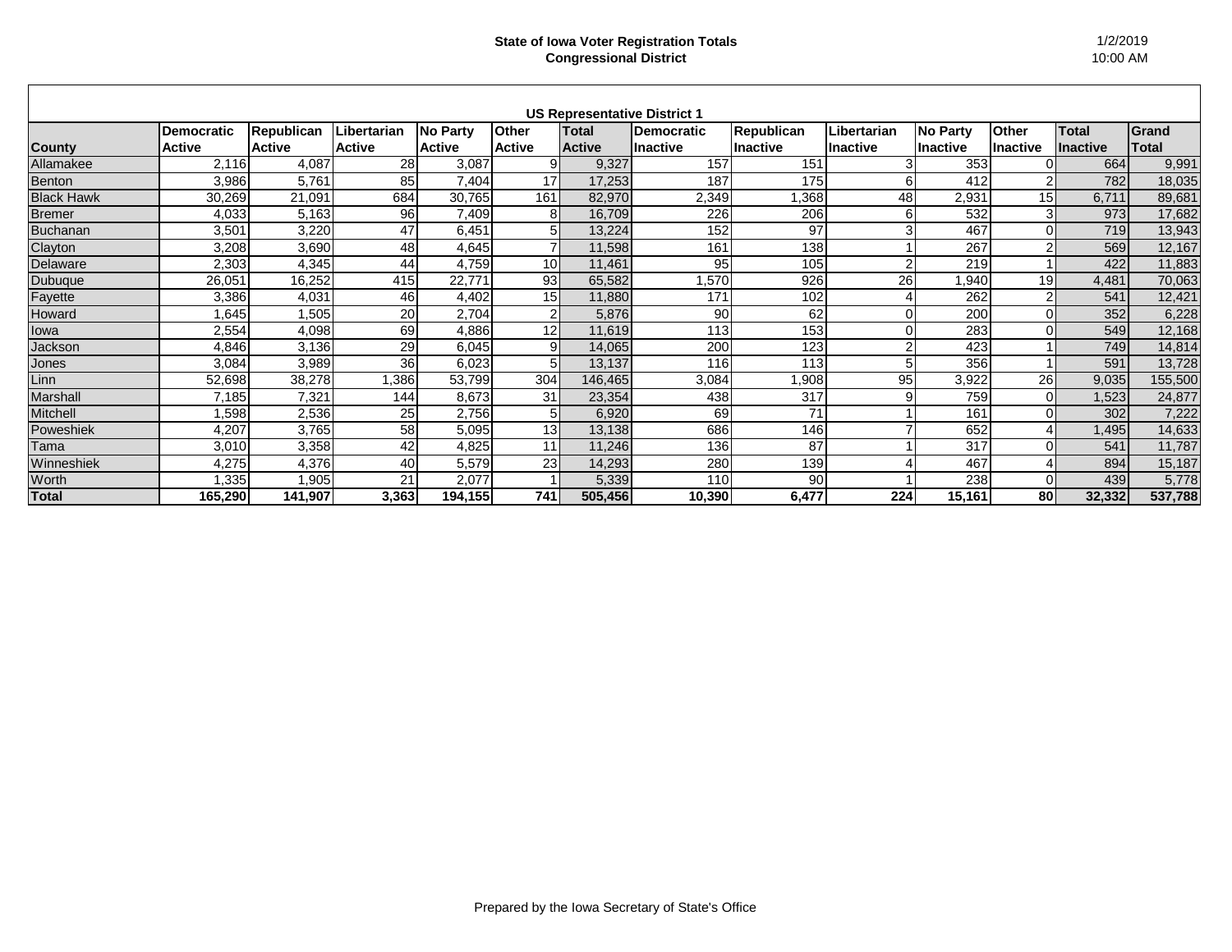**State of Iowa Voter Registration Totals**
**Congressional District**

1/2/2019
10:00 AM

| US Representative District 1 | | | | | | | | | | | | | |
|---|---|---|---|---|---|---|---|---|---|---|---|---|---|
| **County** | **Democratic Active** | **Republican Active** | **Libertarian Active** | **No Party Active** | **Other Active** | **Total Active** | **Democratic Inactive** | **Republican Inactive** | **Libertarian Inactive** | **No Party Inactive** | **Other Inactive** | **Total Inactive** | **Grand Total** |
| Allamakee | 2,116 | 4,087 | 28 | 3,087 | 9 | 9,327 | 157 | 151 | 3 | 353 | 0 | 664 | 9,991 |
| Benton | 3,986 | 5,761 | 85 | 7,404 | 17 | 17,253 | 187 | 175 | 6 | 412 | 2 | 782 | 18,035 |
| Black Hawk | 30,269 | 21,091 | 684 | 30,765 | 161 | 82,970 | 2,349 | 1,368 | 48 | 2,931 | 15 | 6,711 | 89,681 |
| Bremer | 4,033 | 5,163 | 96 | 7,409 | 8 | 16,709 | 226 | 206 | 6 | 532 | 3 | 973 | 17,682 |
| Buchanan | 3,501 | 3,220 | 47 | 6,451 | 5 | 13,224 | 152 | 97 | 3 | 467 | 0 | 719 | 13,943 |
| Clayton | 3,208 | 3,690 | 48 | 4,645 | 7 | 11,598 | 161 | 138 | 1 | 267 | 2 | 569 | 12,167 |
| Delaware | 2,303 | 4,345 | 44 | 4,759 | 10 | 11,461 | 95 | 105 | 2 | 219 | 1 | 422 | 11,883 |
| Dubuque | 26,051 | 16,252 | 415 | 22,771 | 93 | 65,582 | 1,570 | 926 | 26 | 1,940 | 19 | 4,481 | 70,063 |
| Fayette | 3,386 | 4,031 | 46 | 4,402 | 15 | 11,880 | 171 | 102 | 4 | 262 | 2 | 541 | 12,421 |
| Howard | 1,645 | 1,505 | 20 | 2,704 | 2 | 5,876 | 90 | 62 | 0 | 200 | 0 | 352 | 6,228 |
| Iowa | 2,554 | 4,098 | 69 | 4,886 | 12 | 11,619 | 113 | 153 | 0 | 283 | 0 | 549 | 12,168 |
| Jackson | 4,846 | 3,136 | 29 | 6,045 | 9 | 14,065 | 200 | 123 | 2 | 423 | 1 | 749 | 14,814 |
| Jones | 3,084 | 3,989 | 36 | 6,023 | 5 | 13,137 | 116 | 113 | 5 | 356 | 1 | 591 | 13,728 |
| Linn | 52,698 | 38,278 | 1,386 | 53,799 | 304 | 146,465 | 3,084 | 1,908 | 95 | 3,922 | 26 | 9,035 | 155,500 |
| Marshall | 7,185 | 7,321 | 144 | 8,673 | 31 | 23,354 | 438 | 317 | 9 | 759 | 0 | 1,523 | 24,877 |
| Mitchell | 1,598 | 2,536 | 25 | 2,756 | 5 | 6,920 | 69 | 71 | 1 | 161 | 0 | 302 | 7,222 |
| Poweshiek | 4,207 | 3,765 | 58 | 5,095 | 13 | 13,138 | 686 | 146 | 7 | 652 | 4 | 1,495 | 14,633 |
| Tama | 3,010 | 3,358 | 42 | 4,825 | 11 | 11,246 | 136 | 87 | 1 | 317 | 0 | 541 | 11,787 |
| Winneshiek | 4,275 | 4,376 | 40 | 5,579 | 23 | 14,293 | 280 | 139 | 4 | 467 | 4 | 894 | 15,187 |
| Worth | 1,335 | 1,905 | 21 | 2,077 | 1 | 5,339 | 110 | 90 | 1 | 238 | 0 | 439 | 5,778 |
| **Total** | **165,290** | **141,907** | **3,363** | **194,155** | **741** | **505,456** | **10,390** | **6,477** | **224** | **15,161** | **80** | **32,332** | **537,788** |

Prepared by the Iowa Secretary of State's Office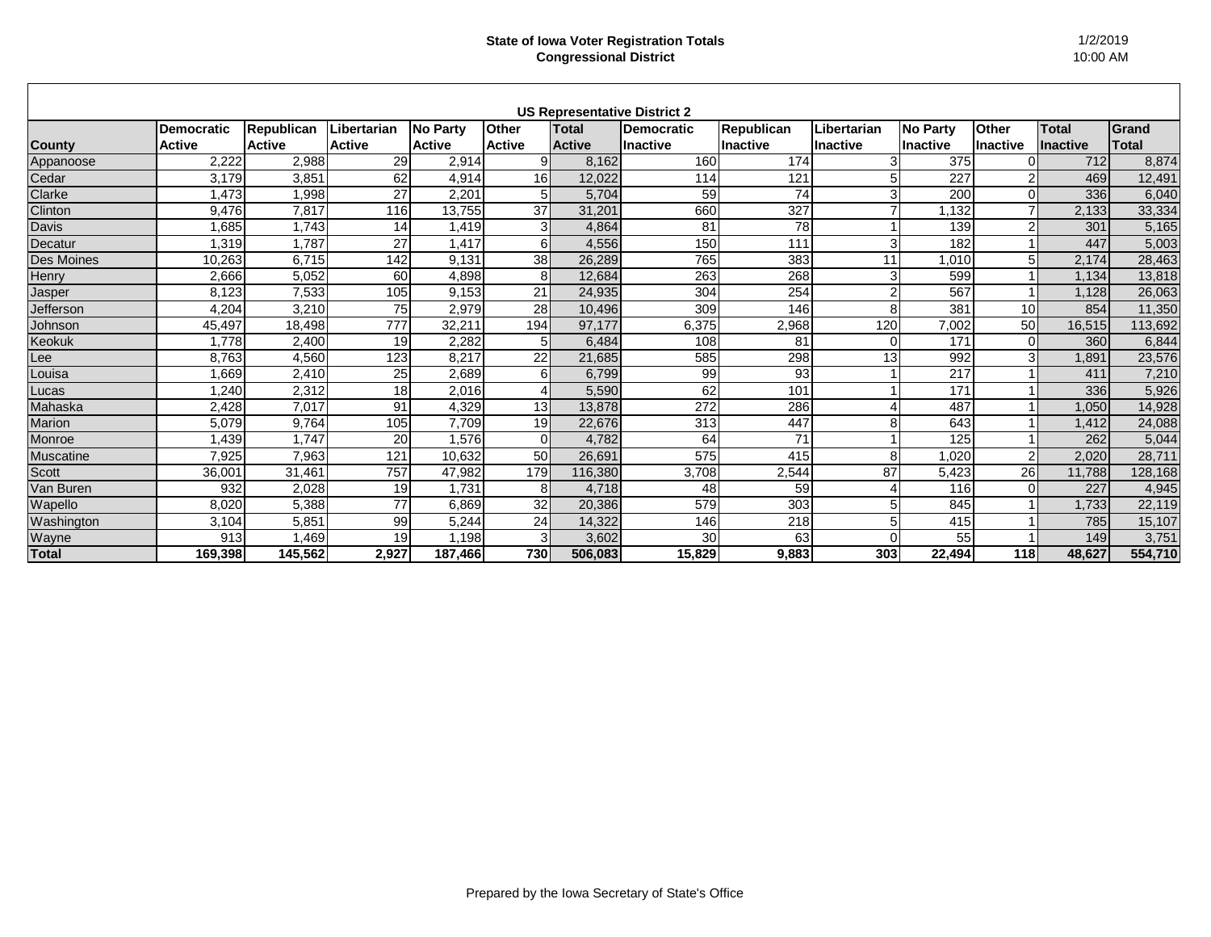**State of Iowa Voter Registration Totals**
**Congressional District**

1/2/2019
10:00 AM

| US Representative District 2 | | | | | | | | | | | | | |
|---|---|---|---|---|---|---|---|---|---|---|---|---|---|
| **County** | **Democratic Active** | **Republican Active** | **Libertarian Active** | **No Party Active** | **Other Active** | **Total Active** | **Democratic Inactive** | **Republican Inactive** | **Libertarian Inactive** | **No Party Inactive** | **Other Inactive** | **Total Inactive** | **Grand Total** |
| Appanoose | 2,222 | 2,988 | 29 | 2,914 | 9 | 8,162 | 160 | 174 | 3 | 375 | 0 | 712 | 8,874 |
| Cedar | 3,179 | 3,851 | 62 | 4,914 | 16 | 12,022 | 114 | 121 | 5 | 227 | 2 | 469 | 12,491 |
| Clarke | 1,473 | 1,998 | 27 | 2,201 | 5 | 5,704 | 59 | 74 | 3 | 200 | 0 | 336 | 6,040 |
| Clinton | 9,476 | 7,817 | 116 | 13,755 | 37 | 31,201 | 660 | 327 | 7 | 1,132 | 7 | 2,133 | 33,334 |
| Davis | 1,685 | 1,743 | 14 | 1,419 | 3 | 4,864 | 81 | 78 | 1 | 139 | 2 | 301 | 5,165 |
| Decatur | 1,319 | 1,787 | 27 | 1,417 | 6 | 4,556 | 150 | 111 | 3 | 182 | 1 | 447 | 5,003 |
| Des Moines | 10,263 | 6,715 | 142 | 9,131 | 38 | 26,289 | 765 | 383 | 11 | 1,010 | 5 | 2,174 | 28,463 |
| Henry | 2,666 | 5,052 | 60 | 4,898 | 8 | 12,684 | 263 | 268 | 3 | 599 | 1 | 1,134 | 13,818 |
| Jasper | 8,123 | 7,533 | 105 | 9,153 | 21 | 24,935 | 304 | 254 | 2 | 567 | 1 | 1,128 | 26,063 |
| Jefferson | 4,204 | 3,210 | 75 | 2,979 | 28 | 10,496 | 309 | 146 | 8 | 381 | 10 | 854 | 11,350 |
| Johnson | 45,497 | 18,498 | 777 | 32,211 | 194 | 97,177 | 6,375 | 2,968 | 120 | 7,002 | 50 | 16,515 | 113,692 |
| Keokuk | 1,778 | 2,400 | 19 | 2,282 | 5 | 6,484 | 108 | 81 | 0 | 171 | 0 | 360 | 6,844 |
| Lee | 8,763 | 4,560 | 123 | 8,217 | 22 | 21,685 | 585 | 298 | 13 | 992 | 3 | 1,891 | 23,576 |
| Louisa | 1,669 | 2,410 | 25 | 2,689 | 6 | 6,799 | 99 | 93 | 1 | 217 | 1 | 411 | 7,210 |
| Lucas | 1,240 | 2,312 | 18 | 2,016 | 4 | 5,590 | 62 | 101 | 1 | 171 | 1 | 336 | 5,926 |
| Mahaska | 2,428 | 7,017 | 91 | 4,329 | 13 | 13,878 | 272 | 286 | 4 | 487 | 1 | 1,050 | 14,928 |
| Marion | 5,079 | 9,764 | 105 | 7,709 | 19 | 22,676 | 313 | 447 | 8 | 643 | 1 | 1,412 | 24,088 |
| Monroe | 1,439 | 1,747 | 20 | 1,576 | 0 | 4,782 | 64 | 71 | 1 | 125 | 1 | 262 | 5,044 |
| Muscatine | 7,925 | 7,963 | 121 | 10,632 | 50 | 26,691 | 575 | 415 | 8 | 1,020 | 2 | 2,020 | 28,711 |
| Scott | 36,001 | 31,461 | 757 | 47,982 | 179 | 116,380 | 3,708 | 2,544 | 87 | 5,423 | 26 | 11,788 | 128,168 |
| Van Buren | 932 | 2,028 | 19 | 1,731 | 8 | 4,718 | 48 | 59 | 4 | 116 | 0 | 227 | 4,945 |
| Wapello | 8,020 | 5,388 | 77 | 6,869 | 32 | 20,386 | 579 | 303 | 5 | 845 | 1 | 1,733 | 22,119 |
| Washington | 3,104 | 5,851 | 99 | 5,244 | 24 | 14,322 | 146 | 218 | 5 | 415 | 1 | 785 | 15,107 |
| Wayne | 913 | 1,469 | 19 | 1,198 | 3 | 3,602 | 30 | 63 | 0 | 55 | 1 | 149 | 3,751 |
| **Total** | **169,398** | **145,562** | **2,927** | **187,466** | **730** | **506,083** | **15,829** | **9,883** | **303** | **22,494** | **118** | **48,627** | **554,710** |

Prepared by the Iowa Secretary of State's Office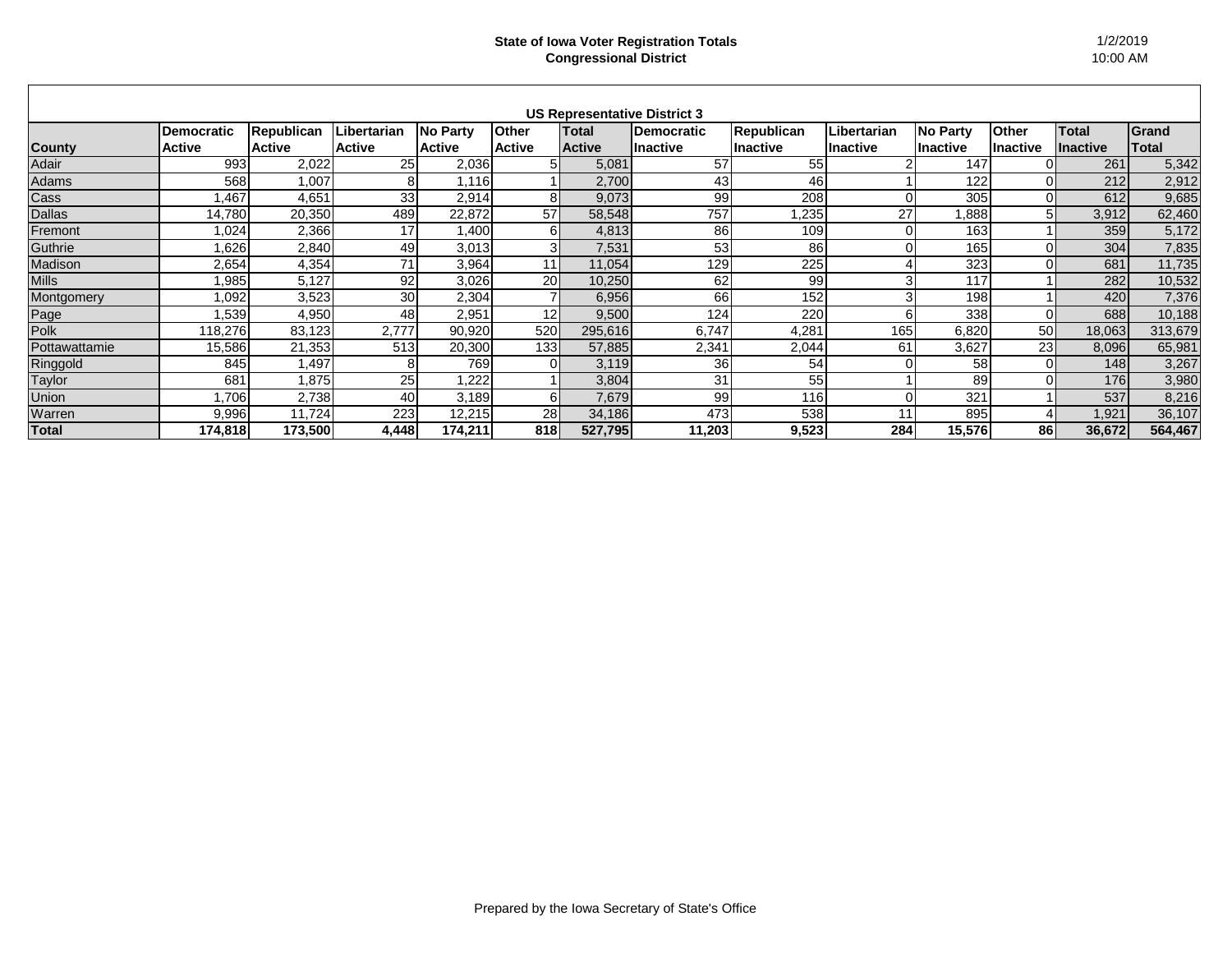**State of Iowa Voter Registration Totals**
**Congressional District**

1/2/2019
10:00 AM

**US Representative District 3**

| County | Democratic Active | Republican Active | Libertarian Active | No Party Active | Other Active | Total Active | Democratic Inactive | Republican Inactive | Libertarian Inactive | No Party Inactive | Other Inactive | Total Inactive | Grand Total |
|---|---|---|---|---|---|---|---|---|---|---|---|---|---|
| Adair | 993 | 2,022 | 25 | 2,036 | 5 | 5,081 | 57 | 55 | 2 | 147 | 0 | 261 | 5,342 |
| Adams | 568 | 1,007 | 8 | 1,116 | 1 | 2,700 | 43 | 46 | 1 | 122 | 0 | 212 | 2,912 |
| Cass | 1,467 | 4,651 | 33 | 2,914 | 8 | 9,073 | 99 | 208 | 0 | 305 | 0 | 612 | 9,685 |
| Dallas | 14,780 | 20,350 | 489 | 22,872 | 57 | 58,548 | 757 | 1,235 | 27 | 1,888 | 5 | 3,912 | 62,460 |
| Fremont | 1,024 | 2,366 | 17 | 1,400 | 6 | 4,813 | 86 | 109 | 0 | 163 | 1 | 359 | 5,172 |
| Guthrie | 1,626 | 2,840 | 49 | 3,013 | 3 | 7,531 | 53 | 86 | 0 | 165 | 0 | 304 | 7,835 |
| Madison | 2,654 | 4,354 | 71 | 3,964 | 11 | 11,054 | 129 | 225 | 4 | 323 | 0 | 681 | 11,735 |
| Mills | 1,985 | 5,127 | 92 | 3,026 | 20 | 10,250 | 62 | 99 | 3 | 117 | 1 | 282 | 10,532 |
| Montgomery | 1,092 | 3,523 | 30 | 2,304 | 7 | 6,956 | 66 | 152 | 3 | 198 | 1 | 420 | 7,376 |
| Page | 1,539 | 4,950 | 48 | 2,951 | 12 | 9,500 | 124 | 220 | 6 | 338 | 0 | 688 | 10,188 |
| Polk | 118,276 | 83,123 | 2,777 | 90,920 | 520 | 295,616 | 6,747 | 4,281 | 165 | 6,820 | 50 | 18,063 | 313,679 |
| Pottawattamie | 15,586 | 21,353 | 513 | 20,300 | 133 | 57,885 | 2,341 | 2,044 | 61 | 3,627 | 23 | 8,096 | 65,981 |
| Ringgold | 845 | 1,497 | 8 | 769 | 0 | 3,119 | 36 | 54 | 0 | 58 | 0 | 148 | 3,267 |
| Taylor | 681 | 1,875 | 25 | 1,222 | 1 | 3,804 | 31 | 55 | 1 | 89 | 0 | 176 | 3,980 |
| Union | 1,706 | 2,738 | 40 | 3,189 | 6 | 7,679 | 99 | 116 | 0 | 321 | 1 | 537 | 8,216 |
| Warren | 9,996 | 11,724 | 223 | 12,215 | 28 | 34,186 | 473 | 538 | 11 | 895 | 4 | 1,921 | 36,107 |
| **Total** | **174,818** | **173,500** | **4,448** | **174,211** | **818** | **527,795** | **11,203** | **9,523** | **284** | **15,576** | **86** | **36,672** | **564,467** |

Prepared by the Iowa Secretary of State's Office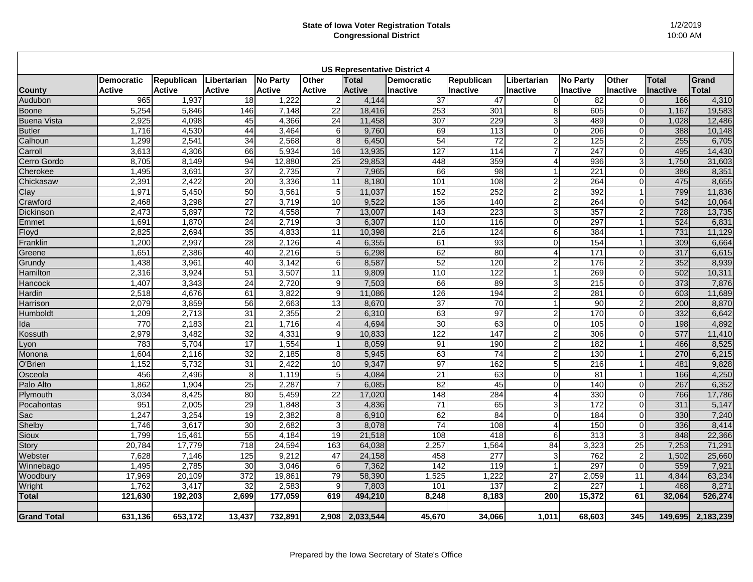**State of Iowa Voter Registration Totals**
**Congressional District**

1/2/2019
10:00 AM

| US Representative District 4 | | | | | | | | | | | | | |
|---|---|---|---|---|---|---|---|---|---|---|---|---|---|
| County | Democratic Active | Republican Active | Libertarian Active | No Party Active | Other Active | Total Active | Democratic Inactive | Republican Inactive | Libertarian Inactive | No Party Inactive | Other Inactive | Total Inactive | Grand Total |
| Audubon | 965 | 1,937 | 18 | 1,222 | 2 | 4,144 | 37 | 47 | 0 | 82 | 0 | 166 | 4,310 |
| Boone | 5,254 | 5,846 | 146 | 7,148 | 22 | 18,416 | 253 | 301 | 8 | 605 | 0 | 1,167 | 19,583 |
| Buena Vista | 2,925 | 4,098 | 45 | 4,366 | 24 | 11,458 | 307 | 229 | 3 | 489 | 0 | 1,028 | 12,486 |
| Butler | 1,716 | 4,530 | 44 | 3,464 | 6 | 9,760 | 69 | 113 | 0 | 206 | 0 | 388 | 10,148 |
| Calhoun | 1,299 | 2,541 | 34 | 2,568 | 8 | 6,450 | 54 | 72 | 2 | 125 | 2 | 255 | 6,705 |
| Carroll | 3,613 | 4,306 | 66 | 5,934 | 16 | 13,935 | 127 | 114 | 7 | 247 | 0 | 495 | 14,430 |
| Cerro Gordo | 8,705 | 8,149 | 94 | 12,880 | 25 | 29,853 | 448 | 359 | 4 | 936 | 3 | 1,750 | 31,603 |
| Cherokee | 1,495 | 3,691 | 37 | 2,735 | 7 | 7,965 | 66 | 98 | 1 | 221 | 0 | 386 | 8,351 |
| Chickasaw | 2,391 | 2,422 | 20 | 3,336 | 11 | 8,180 | 101 | 108 | 2 | 264 | 0 | 475 | 8,655 |
| Clay | 1,971 | 5,450 | 50 | 3,561 | 5 | 11,037 | 152 | 252 | 2 | 392 | 1 | 799 | 11,836 |
| Crawford | 2,468 | 3,298 | 27 | 3,719 | 10 | 9,522 | 136 | 140 | 2 | 264 | 0 | 542 | 10,064 |
| Dickinson | 2,473 | 5,897 | 72 | 4,558 | 7 | 13,007 | 143 | 223 | 3 | 357 | 2 | 728 | 13,735 |
| Emmet | 1,691 | 1,870 | 24 | 2,719 | 3 | 6,307 | 110 | 116 | 0 | 297 | 1 | 524 | 6,831 |
| Floyd | 2,825 | 2,694 | 35 | 4,833 | 11 | 10,398 | 216 | 124 | 6 | 384 | 1 | 731 | 11,129 |
| Franklin | 1,200 | 2,997 | 28 | 2,126 | 4 | 6,355 | 61 | 93 | 0 | 154 | 1 | 309 | 6,664 |
| Greene | 1,651 | 2,386 | 40 | 2,216 | 5 | 6,298 | 62 | 80 | 4 | 171 | 0 | 317 | 6,615 |
| Grundy | 1,438 | 3,961 | 40 | 3,142 | 6 | 8,587 | 52 | 120 | 2 | 176 | 2 | 352 | 8,939 |
| Hamilton | 2,316 | 3,924 | 51 | 3,507 | 11 | 9,809 | 110 | 122 | 1 | 269 | 0 | 502 | 10,311 |
| Hancock | 1,407 | 3,343 | 24 | 2,720 | 9 | 7,503 | 66 | 89 | 3 | 215 | 0 | 373 | 7,876 |
| Hardin | 2,518 | 4,676 | 61 | 3,822 | 9 | 11,086 | 126 | 194 | 2 | 281 | 0 | 603 | 11,689 |
| Harrison | 2,079 | 3,859 | 56 | 2,663 | 13 | 8,670 | 37 | 70 | 1 | 90 | 2 | 200 | 8,870 |
| Humboldt | 1,209 | 2,713 | 31 | 2,355 | 2 | 6,310 | 63 | 97 | 2 | 170 | 0 | 332 | 6,642 |
| Ida | 770 | 2,183 | 21 | 1,716 | 4 | 4,694 | 30 | 63 | 0 | 105 | 0 | 198 | 4,892 |
| Kossuth | 2,979 | 3,482 | 32 | 4,331 | 9 | 10,833 | 122 | 147 | 2 | 306 | 0 | 577 | 11,410 |
| Lyon | 783 | 5,704 | 17 | 1,554 | 1 | 8,059 | 91 | 190 | 2 | 182 | 1 | 466 | 8,525 |
| Monona | 1,604 | 2,116 | 32 | 2,185 | 8 | 5,945 | 63 | 74 | 2 | 130 | 1 | 270 | 6,215 |
| O'Brien | 1,152 | 5,732 | 31 | 2,422 | 10 | 9,347 | 97 | 162 | 5 | 216 | 1 | 481 | 9,828 |
| Osceola | 456 | 2,496 | 8 | 1,119 | 5 | 4,084 | 21 | 63 | 0 | 81 | 1 | 166 | 4,250 |
| Palo Alto | 1,862 | 1,904 | 25 | 2,287 | 7 | 6,085 | 82 | 45 | 0 | 140 | 0 | 267 | 6,352 |
| Plymouth | 3,034 | 8,425 | 80 | 5,459 | 22 | 17,020 | 148 | 284 | 4 | 330 | 0 | 766 | 17,786 |
| Pocahontas | 951 | 2,005 | 29 | 1,848 | 3 | 4,836 | 71 | 65 | 3 | 172 | 0 | 311 | 5,147 |
| Sac | 1,247 | 3,254 | 19 | 2,382 | 8 | 6,910 | 62 | 84 | 0 | 184 | 0 | 330 | 7,240 |
| Shelby | 1,746 | 3,617 | 30 | 2,682 | 3 | 8,078 | 74 | 108 | 4 | 150 | 0 | 336 | 8,414 |
| Sioux | 1,799 | 15,461 | 55 | 4,184 | 19 | 21,518 | 108 | 418 | 6 | 313 | 3 | 848 | 22,366 |
| Story | 20,784 | 17,779 | 718 | 24,594 | 163 | 64,038 | 2,257 | 1,564 | 84 | 3,323 | 25 | 7,253 | 71,291 |
| Webster | 7,628 | 7,146 | 125 | 9,212 | 47 | 24,158 | 458 | 277 | 3 | 762 | 2 | 1,502 | 25,660 |
| Winnebago | 1,495 | 2,785 | 30 | 3,046 | 6 | 7,362 | 142 | 119 | 1 | 297 | 0 | 559 | 7,921 |
| Woodbury | 17,969 | 20,109 | 372 | 19,861 | 79 | 58,390 | 1,525 | 1,222 | 27 | 2,059 | 11 | 4,844 | 63,234 |
| Wright | 1,762 | 3,417 | 32 | 2583 | 9 | 7,803 | 101 | 137 | 2 | 227 | 1 | 468 | 8,271 |
| **Total** | **121,630** | **192,203** | **2,699** | **177,059** | **619** | **494,210** | **8,248** | **8,183** | **200** | **15,372** | **61** | **32,064** | **526,274** |
| | | | | | | | | | | | | | |
| **Grand Total** | **631,136** | **653,172** | **13,437** | **732,891** | **2,908** | **2,033,544** | **45,670** | **34,066** | **1,011** | **68,603** | **345** | **149,695** | **2,183,239** |

Prepared by the Iowa Secretary of State's Office